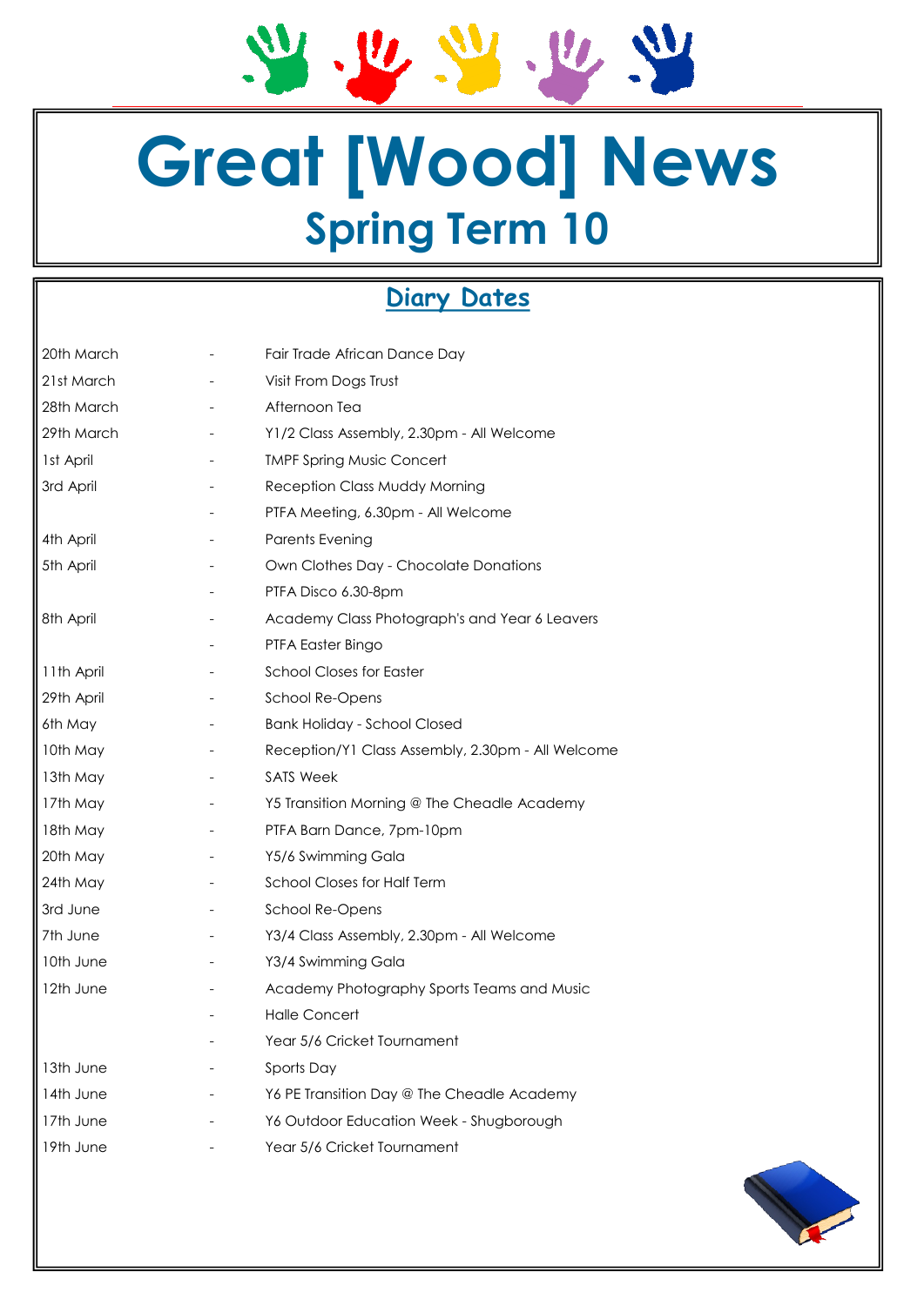# Great [Wood] News

## Spring Term 10

### Diary Dates

| | | |
|---|---|---|
| 20th March | - | Fair Trade African Dance Day |
| 21st March | - | Visit From Dogs Trust |
| 28th March | - | Afternoon Tea |
| 29th March | - | Y1/2 Class Assembly, 2.30pm - All Welcome |
| 1st April | - | TMPF Spring Music Concert |
| 3rd April | - | Reception Class Muddy Morning |
| | - | PTFA Meeting, 6.30pm - All Welcome |
| 4th April | - | Parents Evening |
| 5th April | - | Own Clothes Day - Chocolate Donations |
| | - | PTFA Disco 6.30-8pm |
| 8th April | - | Academy Class Photograph's and Year 6 Leavers |
| | - | PTFA Easter Bingo |
| 11th April | - | School Closes for Easter |
| 29th April | - | School Re-Opens |
| 6th May | - | Bank Holiday - School Closed |
| 10th May | - | Reception/Y1 Class Assembly, 2.30pm - All Welcome |
| 13th May | - | SATS Week |
| 17th May | - | Y5 Transition Morning @ The Cheadle Academy |
| 18th May | - | PTFA Barn Dance, 7pm-10pm |
| 20th May | - | Y5/6 Swimming Gala |
| 24th May | - | School Closes for Half Term |
| 3rd June | - | School Re-Opens |
| 7th June | - | Y3/4 Class Assembly, 2.30pm - All Welcome |
| 10th June | - | Y3/4 Swimming Gala |
| 12th June | - | Academy Photography Sports Teams and Music |
| | - | Halle Concert |
| | - | Year 5/6 Cricket Tournament |
| 13th June | - | Sports Day |
| 14th June | - | Y6 PE Transition Day @ The Cheadle Academy |
| 17th June | - | Y6 Outdoor Education Week - Shugborough |
| 19th June | - | Year 5/6 Cricket Tournament |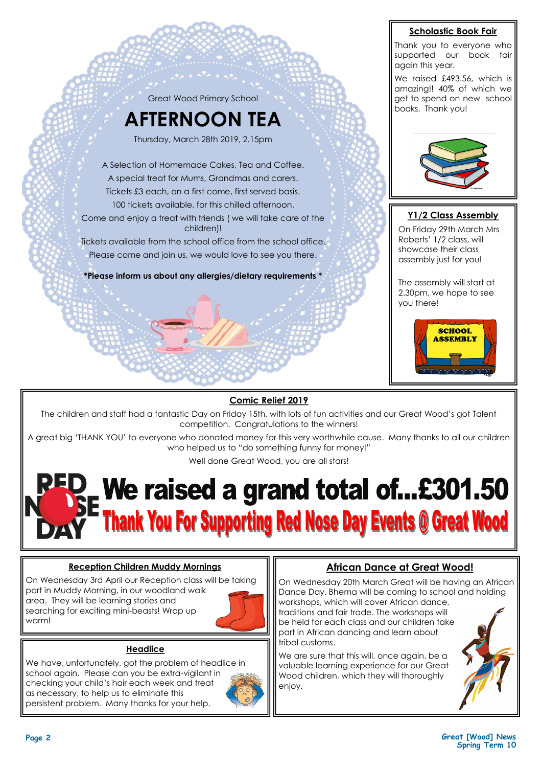Great Wood Primary School

# AFTERNOON TEA

Thursday, March 28th 2019, 2.15pm

A Selection of Homemade Cakes, Tea and Coffee.
A special treat for Mums, Grandmas and carers.
Tickets £3 each, on a first come, first served basis.
100 tickets available, for this chilled afternoon.
Come and enjoy a treat with friends ( we will take care of the children)!
Tickets available from the school office from the school office.
Please come and join us, we would love to see you there.

**\*Please inform us about any allergies/dietary requirements \***

## Scholastic Book Fair

Thank you to everyone who supported our book fair again this year.

We raised £493.56, which is amazing!! 40% of which we get to spend on new school books. Thank you!

## Y1/2 Class Assembly

On Friday 29th March Mrs Roberts' 1/2 class, will showcase their class assembly just for you!

The assembly will start at 2.30pm, we hope to see you there!

SCHOOL ASSEMBLY

## Comic Relief 2019

The children and staff had a fantastic Day on Friday 15th, with lots of fun activities and our Great Wood's got Talent competition. Congratulations to the winners!

A great big 'THANK YOU' to everyone who donated money for this very worthwhile cause. Many thanks to all our children who helped us to "do something funny for money!"

Well done Great Wood, you are all stars!

RED NOSE DAY

**We raised a grand total of...£301.50**

**Thank You For Supporting Red Nose Day Events @ Great Wood**

## Reception Children Muddy Mornings

On Wednesday 3rd April our Reception class will be taking part in Muddy Morning, in our woodland walk area. They will be learning stories and searching for exciting mini-beasts! Wrap up warm!

## Headlice

We have, unfortunately, got the problem of headlice in school again. Please can you be extra-vigilant in checking your child's hair each week and treat as necessary, to help us to eliminate this persistent problem. Many thanks for your help.

## African Dance at Great Wood!

On Wednesday 20th March Great will be having an African Dance Day. Bhema will be coming to school and holding workshops, which will cover African dance, traditions and fair trade. The workshops will be held for each class and our children take part in African dancing and learn about tribal customs.

We are sure that this will, once again, be a valuable learning experience for our Great Wood children, which they will thoroughly enjoy.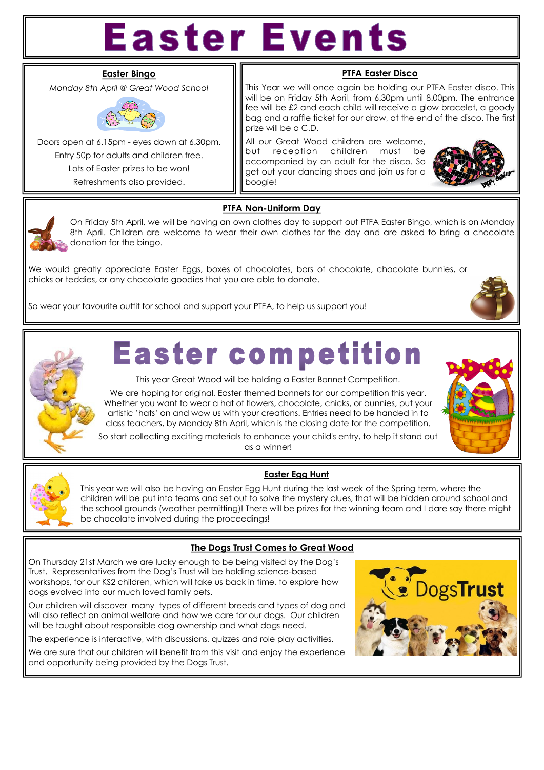# Easter Events

## Easter Bingo

*Monday 8th April @ Great Wood School*

Doors open at 6.15pm - eyes down at 6.30pm.

Entry 50p for adults and children free.

Lots of Easter prizes to be won!

Refreshments also provided.

## PTFA Easter Disco

This Year we will once again be holding our PTFA Easter disco. This will be on Friday 5th April, from 6.30pm until 8.00pm. The entrance fee will be £2 and each child will receive a glow bracelet, a goody bag and a raffle ticket for our draw, at the end of the disco. The first prize will be a C.D.

All our Great Wood children are welcome, but reception children must be accompanied by an adult for the disco. So get out your dancing shoes and join us for a boogie!

## PTFA Non-Uniform Day

On Friday 5th April, we will be having an own clothes day to support out PTFA Easter Bingo, which is on Monday 8th April. Children are welcome to wear their own clothes for the day and are asked to bring a chocolate donation for the bingo.

We would greatly appreciate Easter Eggs, boxes of chocolates, bars of chocolate, chocolate bunnies, or chicks or teddies, or any chocolate goodies that you are able to donate.

So wear your favourite outfit for school and support your PTFA, to help us support you!

# Easter competition

This year Great Wood will be holding a Easter Bonnet Competition.

We are hoping for original, Easter themed bonnets for our competition this year. Whether you want to wear a hat of flowers, chocolate, chicks, or bunnies, put your artistic 'hats' on and wow us with your creations. Entries need to be handed in to class teachers, by Monday 8th April, which is the closing date for the competition.

So start collecting exciting materials to enhance your child's entry, to help it stand out as a winner!

## Easter Egg Hunt

This year we will also be having an Easter Egg Hunt during the last week of the Spring term, where the children will be put into teams and set out to solve the mystery clues, that will be hidden around school and the school grounds (weather permitting)! There will be prizes for the winning team and I dare say there might be chocolate involved during the proceedings!

## The Dogs Trust Comes to Great Wood

On Thursday 21st March we are lucky enough to be being visited by the Dog's Trust. Representatives from the Dog's Trust will be holding science-based workshops, for our KS2 children, which will take us back in time, to explore how dogs evolved into our much loved family pets.

Our children will discover many types of different breeds and types of dog and will also reflect on animal welfare and how we care for our dogs. Our children will be taught about responsible dog ownership and what dogs need.

The experience is interactive, with discussions, quizzes and role play activities.

We are sure that our children will benefit from this visit and enjoy the experience and opportunity being provided by the Dogs Trust.